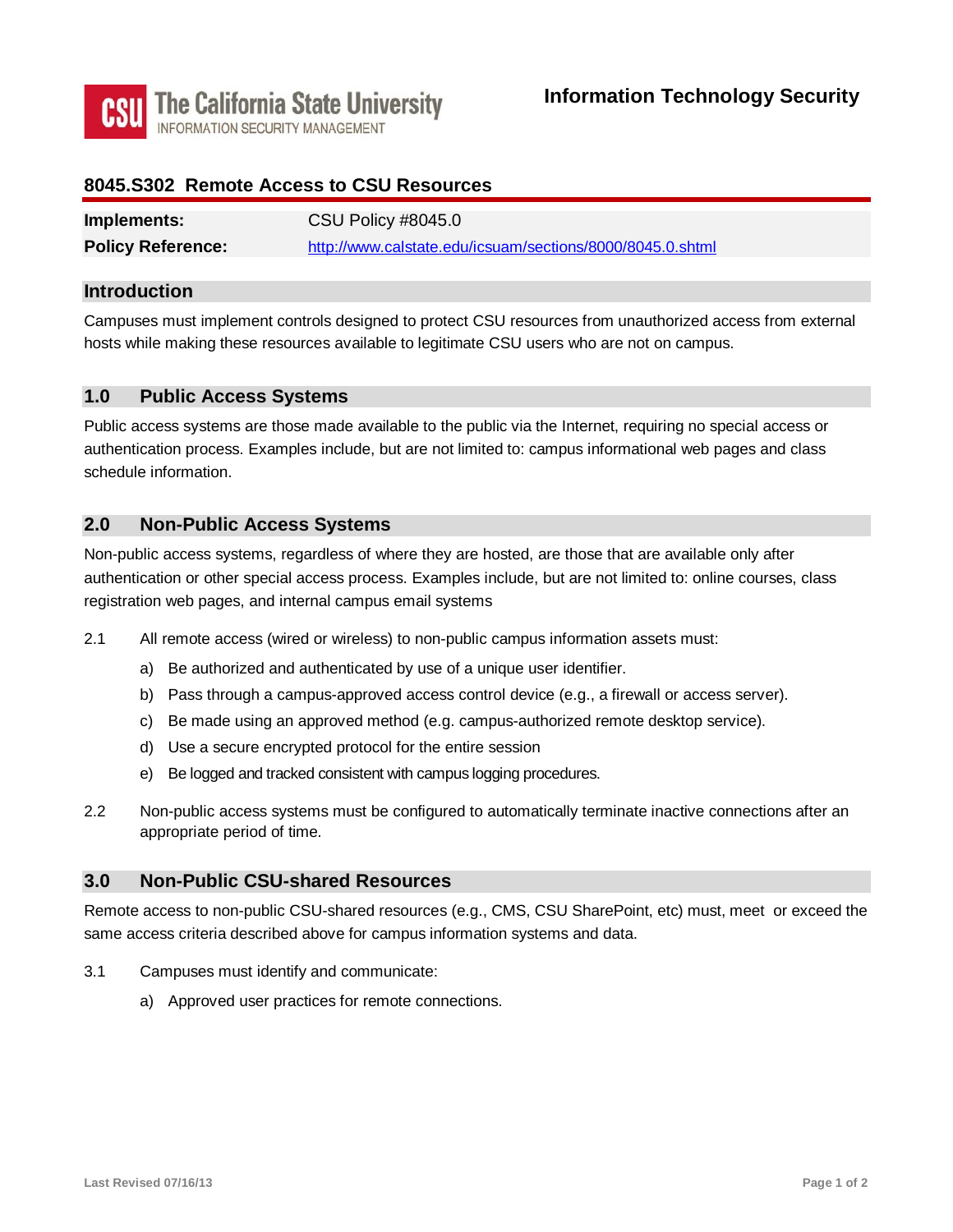The California State University
INFORMATION SECURITY MANAGEMENT

**Information Technology Security**

# 8045.S302 Remote Access to CSU Resources

| | |
|---|---|
| **Implements:** | CSU Policy #8045.0 |
| **Policy Reference:** | http://www.calstate.edu/icsuam/sections/8000/8045.0.shtml |

## Introduction

Campuses must implement controls designed to protect CSU resources from unauthorized access from external hosts while making these resources available to legitimate CSU users who are not on campus.

## 1.0 Public Access Systems

Public access systems are those made available to the public via the Internet, requiring no special access or authentication process. Examples include, but are not limited to: campus informational web pages and class schedule information.

## 2.0 Non-Public Access Systems

Non-public access systems, regardless of where they are hosted, are those that are available only after authentication or other special access process. Examples include, but are not limited to: online courses, class registration web pages, and internal campus email systems

2.1 All remote access (wired or wireless) to non-public campus information assets must:

- a) Be authorized and authenticated by use of a unique user identifier.
- b) Pass through a campus-approved access control device (e.g., a firewall or access server).
- c) Be made using an approved method (e.g. campus-authorized remote desktop service).
- d) Use a secure encrypted protocol for the entire session
- e) Be logged and tracked consistent with campus logging procedures.

2.2 Non-public access systems must be configured to automatically terminate inactive connections after an appropriate period of time.

## 3.0 Non-Public CSU-shared Resources

Remote access to non-public CSU-shared resources (e.g., CMS, CSU SharePoint, etc) must, meet or exceed the same access criteria described above for campus information systems and data.

3.1 Campuses must identify and communicate:

- a) Approved user practices for remote connections.

Last Revised 07/16/13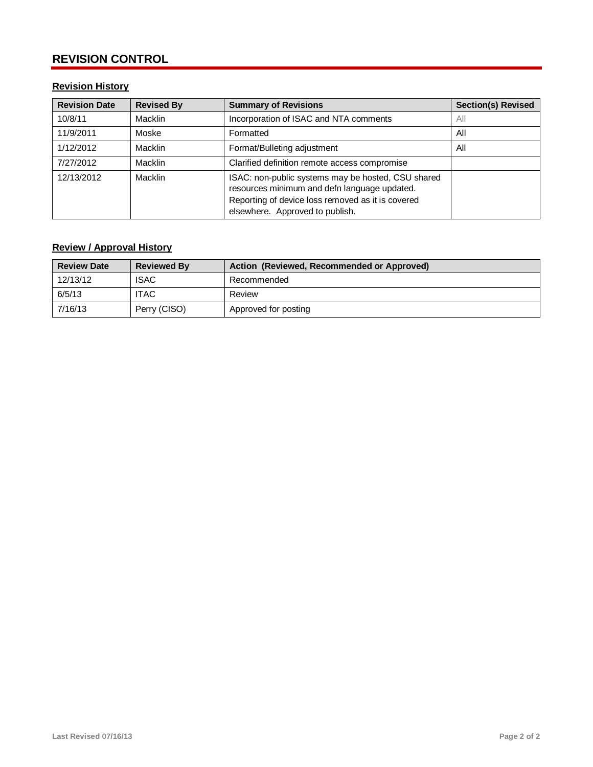## REVISION CONTROL

### Revision History

| Revision Date | Revised By | Summary of Revisions | Section(s) Revised |
|---|---|---|---|
| 10/8/11 | Macklin | Incorporation of ISAC and NTA comments | All |
| 11/9/2011 | Moske | Formatted | All |
| 1/12/2012 | Macklin | Format/Bulleting adjustment | All |
| 7/27/2012 | Macklin | Clarified definition remote access compromise | |
| 12/13/2012 | Macklin | ISAC: non-public systems may be hosted, CSU shared resources minimum and defn language updated. Reporting of device loss removed as it is covered elsewhere. Approved to publish. | |

### Review / Approval History

| Review Date | Reviewed By | Action (Reviewed, Recommended or Approved) |
|---|---|---|
| 12/13/12 | ISAC | Recommended |
| 6/5/13 | ITAC | Review |
| 7/16/13 | Perry (CISO) | Approved for posting |

Last Revised 07/16/13